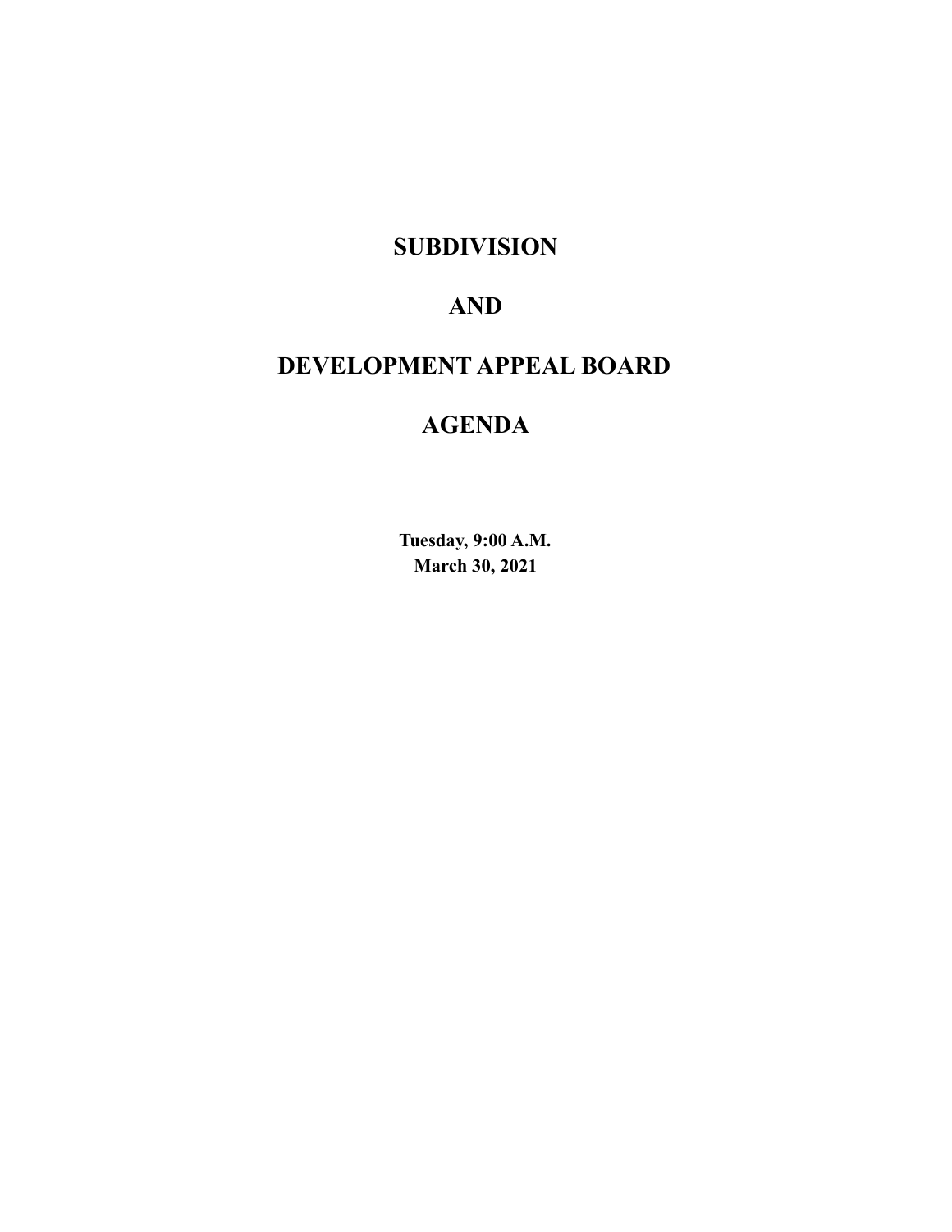# SUBDIVISION

# AND

# DEVELOPMENT APPEAL BOARD

# AGENDA

**Tuesday, 9:00 A.M.**
**March 30, 2021**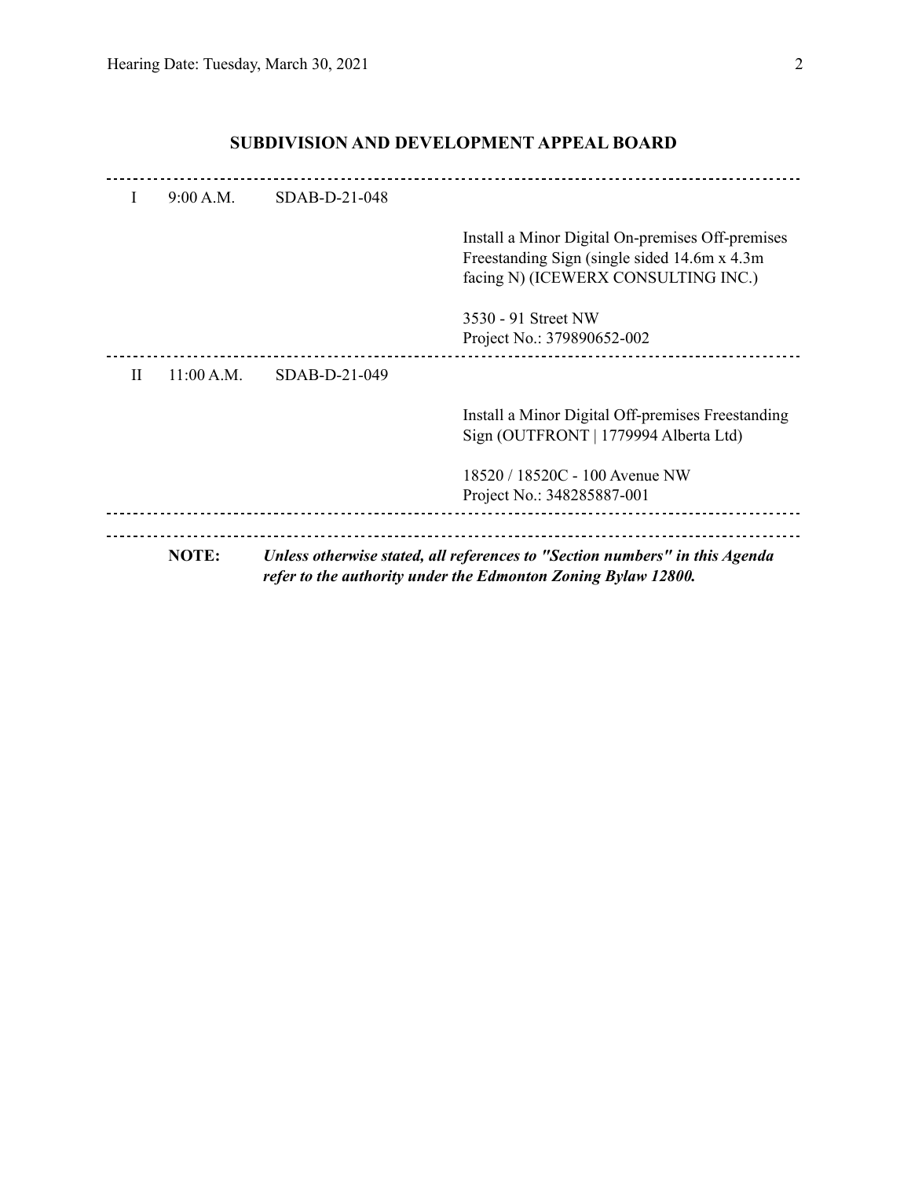## SUBDIVISION AND DEVELOPMENT APPEAL BOARD

---

| | | | |
|---|---|---|---|
| I | 9:00 A.M. | SDAB-D-21-048 | |
| | | | Install a Minor Digital On-premises Off-premises Freestanding Sign (single sided 14.6m x 4.3m facing N) (ICEWERX CONSULTING INC.) |
| | | | 3530 - 91 Street NW<br>Project No.: 379890652-002 |

---

| | | | |
|---|---|---|---|
| II | 11:00 A.M. | SDAB-D-21-049 | |
| | | | Install a Minor Digital Off-premises Freestanding Sign (OUTFRONT \| 1779994 Alberta Ltd) |
| | | | 18520 / 18520C - 100 Avenue NW<br>Project No.: 348285887-001 |

---

**NOTE:** ***Unless otherwise stated, all references to "Section numbers" in this Agenda refer to the authority under the Edmonton Zoning Bylaw 12800.***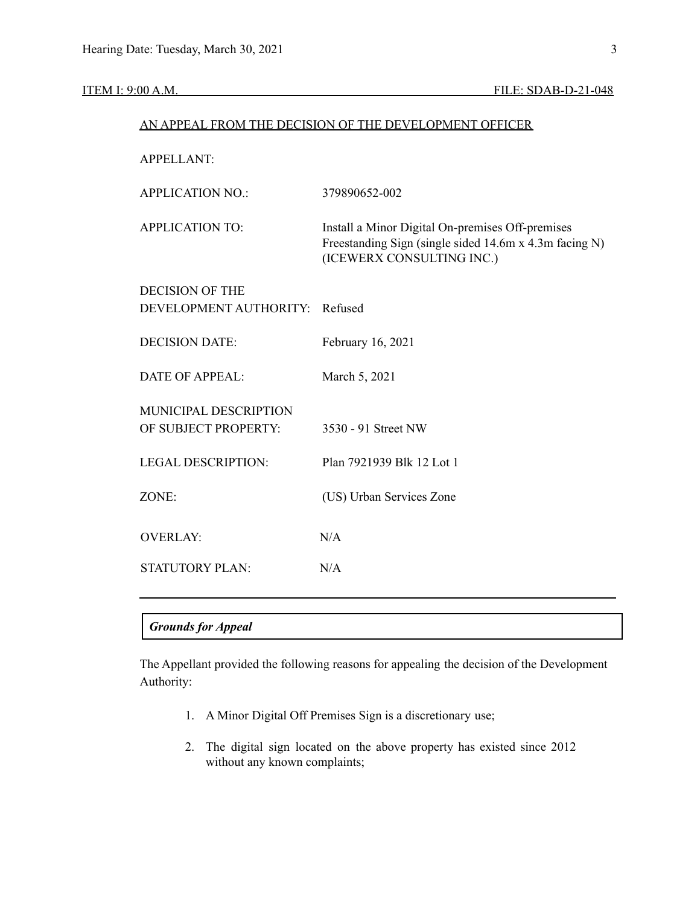ITEM I: 9:00 A.M. FILE: SDAB-D-21-048

AN APPEAL FROM THE DECISION OF THE DEVELOPMENT OFFICER

| | |
|---|---|
| APPELLANT: | |
| APPLICATION NO.: | 379890652-002 |
| APPLICATION TO: | Install a Minor Digital On-premises Off-premises Freestanding Sign (single sided 14.6m x 4.3m facing N) (ICEWERX CONSULTING INC.) |
| DECISION OF THE DEVELOPMENT AUTHORITY: | Refused |
| DECISION DATE: | February 16, 2021 |
| DATE OF APPEAL: | March 5, 2021 |
| MUNICIPAL DESCRIPTION OF SUBJECT PROPERTY: | 3530 - 91 Street NW |
| LEGAL DESCRIPTION: | Plan 7921939 Blk 12 Lot 1 |
| ZONE: | (US) Urban Services Zone |
| OVERLAY: | N/A |
| STATUTORY PLAN: | N/A |

---

***Grounds for Appeal***

The Appellant provided the following reasons for appealing the decision of the Development Authority:

1. A Minor Digital Off Premises Sign is a discretionary use;
2. The digital sign located on the above property has existed since 2012 without any known complaints;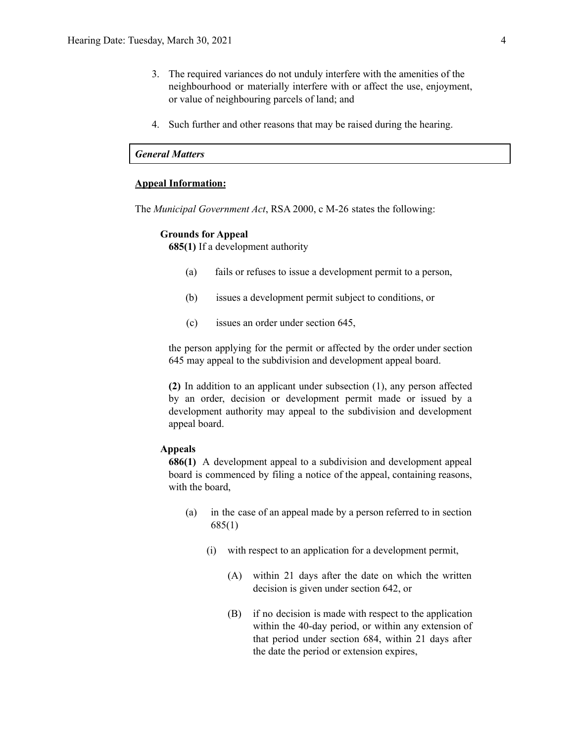3. The required variances do not unduly interfere with the amenities of the neighbourhood or materially interfere with or affect the use, enjoyment, or value of neighbouring parcels of land; and

4. Such further and other reasons that may be raised during the hearing.

***General Matters***

**<u>Appeal Information:</u>**

The *Municipal Government Act*, RSA 2000, c M-26 states the following:

**Grounds for Appeal**

**685(1)** If a development authority

(a) fails or refuses to issue a development permit to a person,

(b) issues a development permit subject to conditions, or

(c) issues an order under section 645,

the person applying for the permit or affected by the order under section 645 may appeal to the subdivision and development appeal board.

**(2)** In addition to an applicant under subsection (1), any person affected by an order, decision or development permit made or issued by a development authority may appeal to the subdivision and development appeal board.

**Appeals**

**686(1)** A development appeal to a subdivision and development appeal board is commenced by filing a notice of the appeal, containing reasons, with the board,

(a) in the case of an appeal made by a person referred to in section 685(1)

(i) with respect to an application for a development permit,

(A) within 21 days after the date on which the written decision is given under section 642, or

(B) if no decision is made with respect to the application within the 40-day period, or within any extension of that period under section 684, within 21 days after the date the period or extension expires,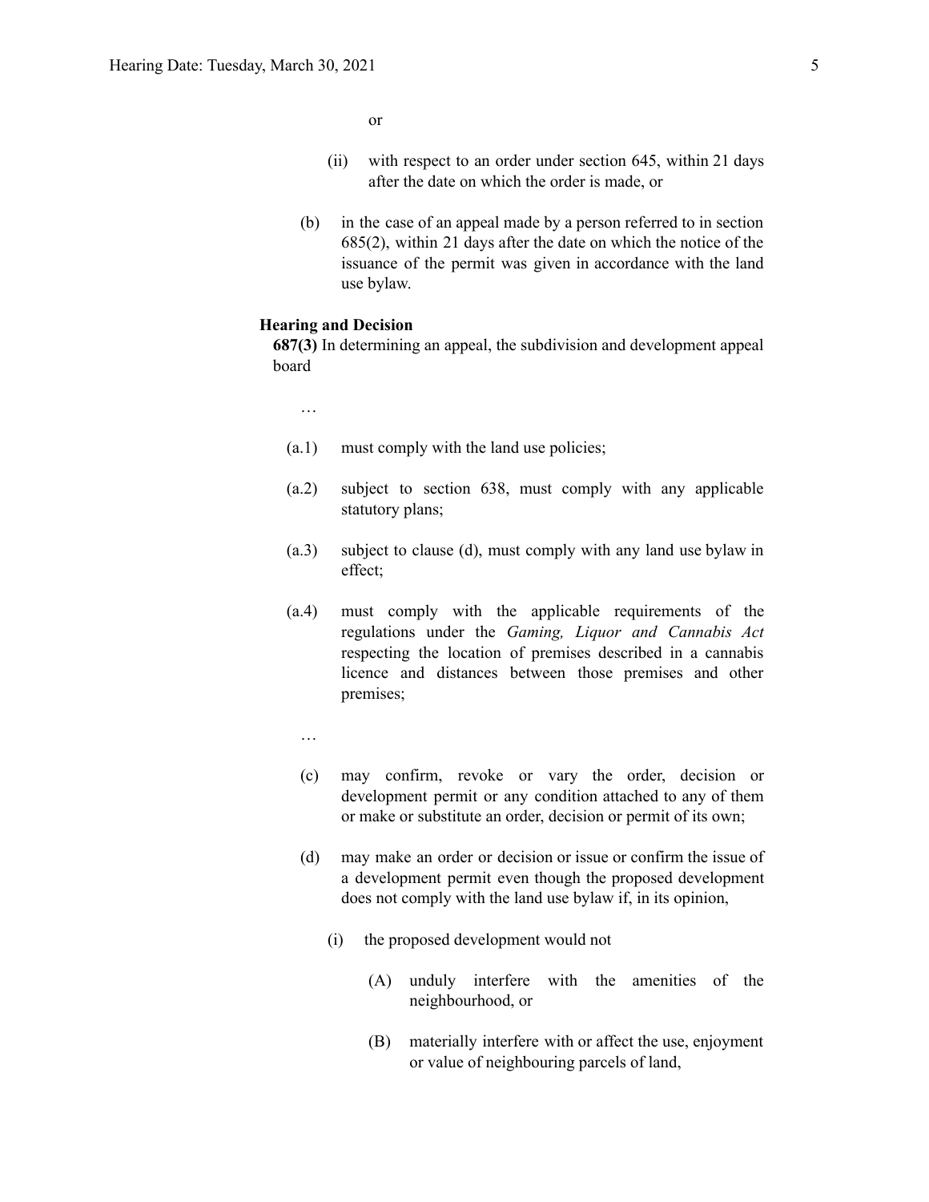or

(ii) with respect to an order under section 645, within 21 days after the date on which the order is made, or

(b) in the case of an appeal made by a person referred to in section 685(2), within 21 days after the date on which the notice of the issuance of the permit was given in accordance with the land use bylaw.

**Hearing and Decision**

**687(3)** In determining an appeal, the subdivision and development appeal board

…

(a.1) must comply with the land use policies;

(a.2) subject to section 638, must comply with any applicable statutory plans;

(a.3) subject to clause (d), must comply with any land use bylaw in effect;

(a.4) must comply with the applicable requirements of the regulations under the *Gaming, Liquor and Cannabis Act* respecting the location of premises described in a cannabis licence and distances between those premises and other premises;

…

(c) may confirm, revoke or vary the order, decision or development permit or any condition attached to any of them or make or substitute an order, decision or permit of its own;

(d) may make an order or decision or issue or confirm the issue of a development permit even though the proposed development does not comply with the land use bylaw if, in its opinion,

(i) the proposed development would not

(A) unduly interfere with the amenities of the neighbourhood, or

(B) materially interfere with or affect the use, enjoyment or value of neighbouring parcels of land,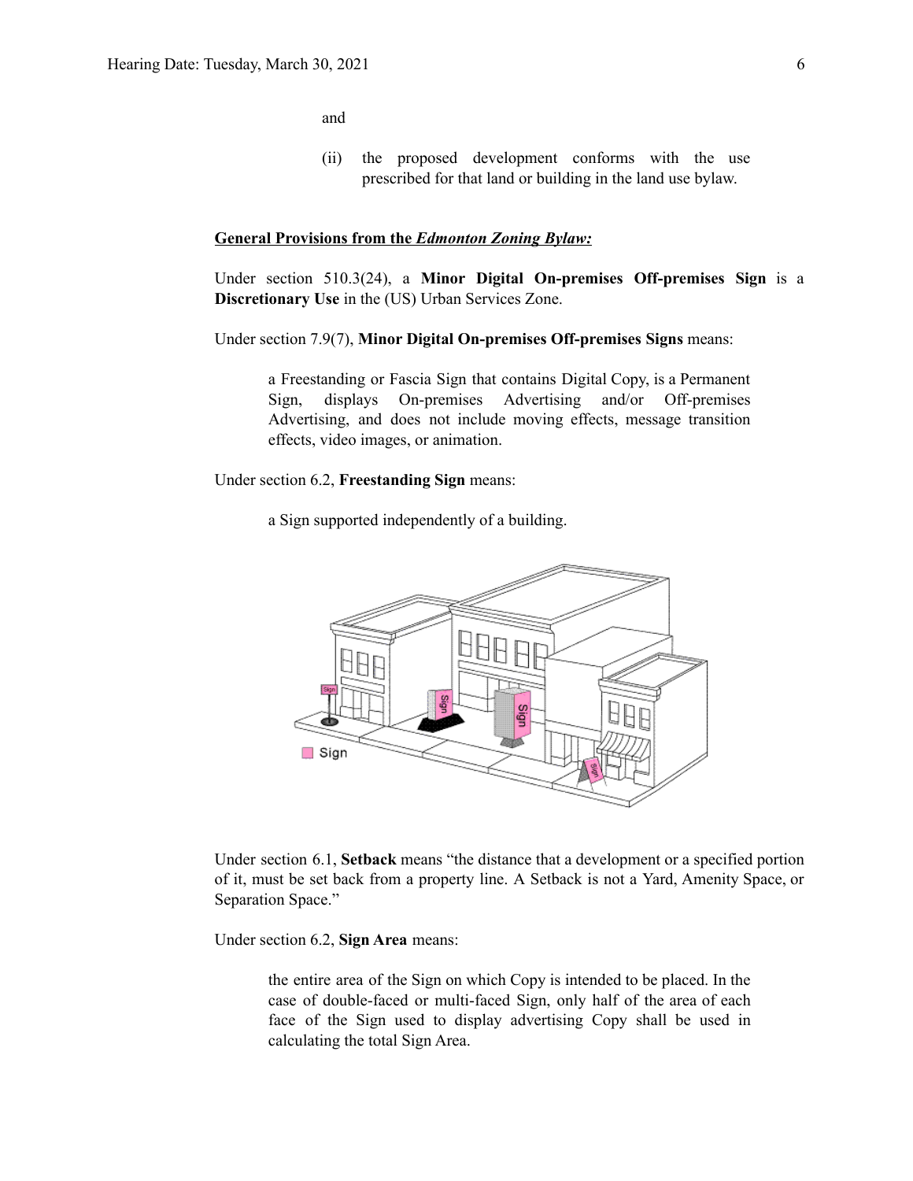and

(ii) the proposed development conforms with the use prescribed for that land or building in the land use bylaw.

**General Provisions from the *Edmonton Zoning Bylaw:***

Under section 510.3(24), a **Minor Digital On-premises Off-premises Sign** is a **Discretionary Use** in the (US) Urban Services Zone.

Under section 7.9(7), **Minor Digital On-premises Off-premises Signs** means:

> a Freestanding or Fascia Sign that contains Digital Copy, is a Permanent Sign, displays On-premises Advertising and/or Off-premises Advertising, and does not include moving effects, message transition effects, video images, or animation.

Under section 6.2, **Freestanding Sign** means:

> a Sign supported independently of a building.

Under section 6.1, **Setback** means "the distance that a development or a specified portion of it, must be set back from a property line. A Setback is not a Yard, Amenity Space, or Separation Space."

Under section 6.2, **Sign Area** means:

> the entire area of the Sign on which Copy is intended to be placed. In the case of double-faced or multi-faced Sign, only half of the area of each face of the Sign used to display advertising Copy shall be used in calculating the total Sign Area.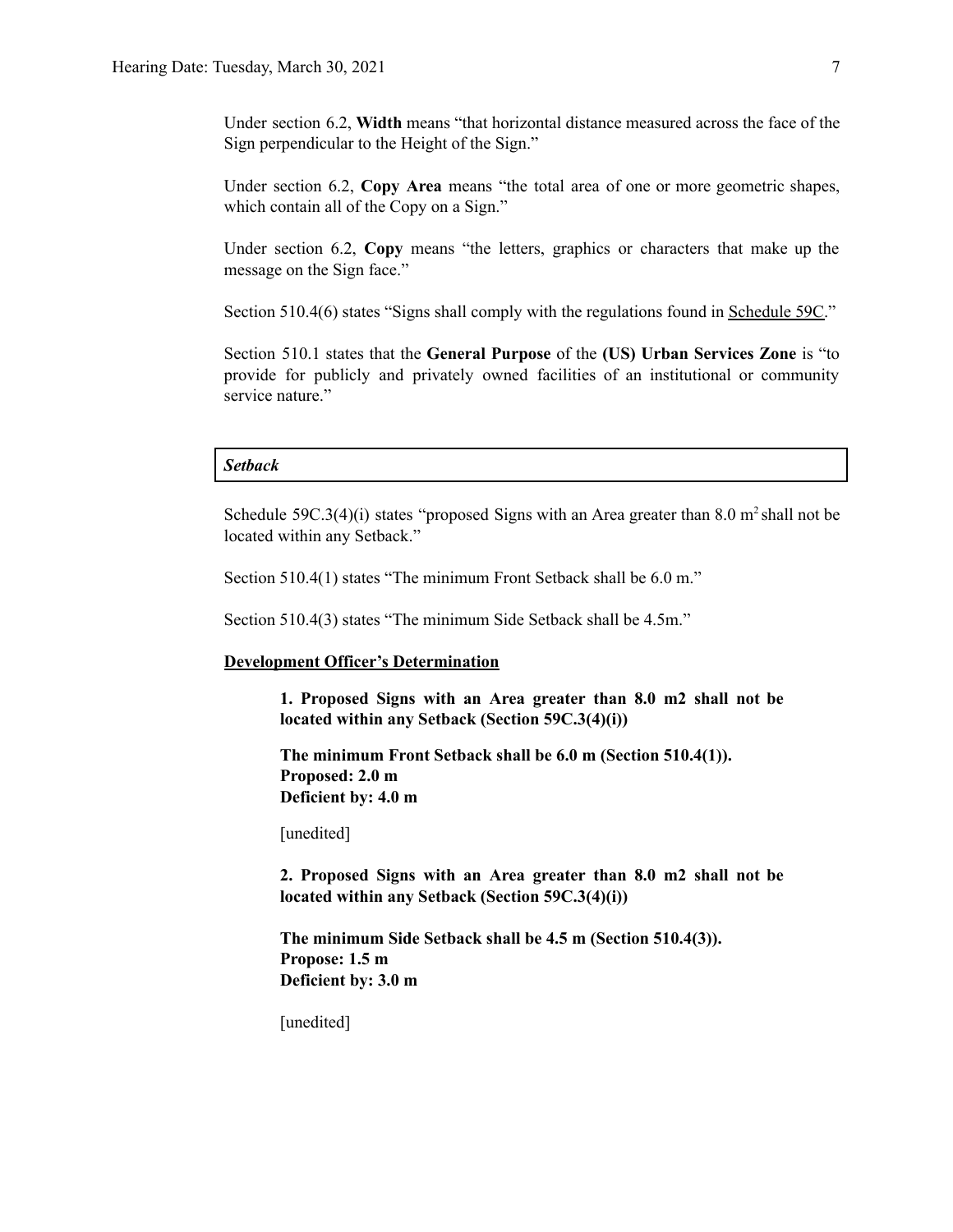Under section 6.2, **Width** means "that horizontal distance measured across the face of the Sign perpendicular to the Height of the Sign."

Under section 6.2, **Copy Area** means "the total area of one or more geometric shapes, which contain all of the Copy on a Sign."

Under section 6.2, **Copy** means "the letters, graphics or characters that make up the message on the Sign face."

Section 510.4(6) states "Signs shall comply with the regulations found in Schedule 59C."

Section 510.1 states that the **General Purpose** of the **(US) Urban Services Zone** is "to provide for publicly and privately owned facilities of an institutional or community service nature."

***Setback***

Schedule 59C.3(4)(i) states "proposed Signs with an Area greater than 8.0 $m^2$ shall not be located within any Setback."

Section 510.4(1) states "The minimum Front Setback shall be 6.0 m."

Section 510.4(3) states "The minimum Side Setback shall be 4.5m."

**Development Officer's Determination**

> **1. Proposed Signs with an Area greater than 8.0 m2 shall not be located within any Setback (Section 59C.3(4)(i))**
>
> **The minimum Front Setback shall be 6.0 m (Section 510.4(1)).**
> **Proposed: 2.0 m**
> **Deficient by: 4.0 m**
>
> [unedited]
>
> **2. Proposed Signs with an Area greater than 8.0 m2 shall not be located within any Setback (Section 59C.3(4)(i))**
>
> **The minimum Side Setback shall be 4.5 m (Section 510.4(3)).**
> **Propose: 1.5 m**
> **Deficient by: 3.0 m**
>
> [unedited]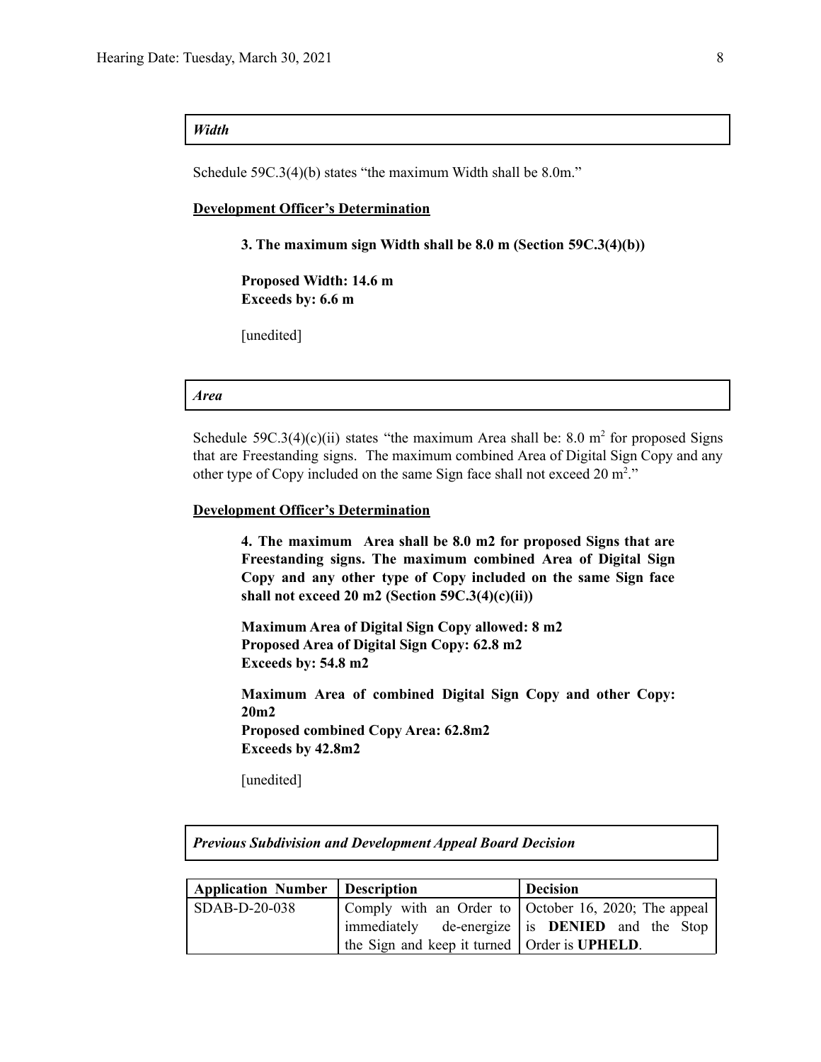***Width***

Schedule 59C.3(4)(b) states "the maximum Width shall be 8.0m."

**Development Officer's Determination**

> **3. The maximum sign Width shall be 8.0 m (Section 59C.3(4)(b))**
>
> **Proposed Width: 14.6 m**
> **Exceeds by: 6.6 m**
>
> [unedited]

***Area***

Schedule 59C.3(4)(c)(ii) states "the maximum Area shall be: 8.0 $m^2$ for proposed Signs that are Freestanding signs. The maximum combined Area of Digital Sign Copy and any other type of Copy included on the same Sign face shall not exceed 20 $m^2$."

**Development Officer's Determination**

> **4. The maximum Area shall be 8.0 m2 for proposed Signs that are Freestanding signs. The maximum combined Area of Digital Sign Copy and any other type of Copy included on the same Sign face shall not exceed 20 m2 (Section 59C.3(4)(c)(ii))**
>
> **Maximum Area of Digital Sign Copy allowed: 8 m2**
> **Proposed Area of Digital Sign Copy: 62.8 m2**
> **Exceeds by: 54.8 m2**
>
> **Maximum Area of combined Digital Sign Copy and other Copy: 20m2**
> **Proposed combined Copy Area: 62.8m2**
> **Exceeds by 42.8m2**
>
> [unedited]

***Previous Subdivision and Development Appeal Board Decision***

| **Application Number** | **Description** | **Decision** |
|---|---|---|
| SDAB-D-20-038 | Comply with an Order to immediately de-energize the Sign and keep it turned | October 16, 2020; The appeal is **DENIED** and the Stop Order is **UPHELD**. |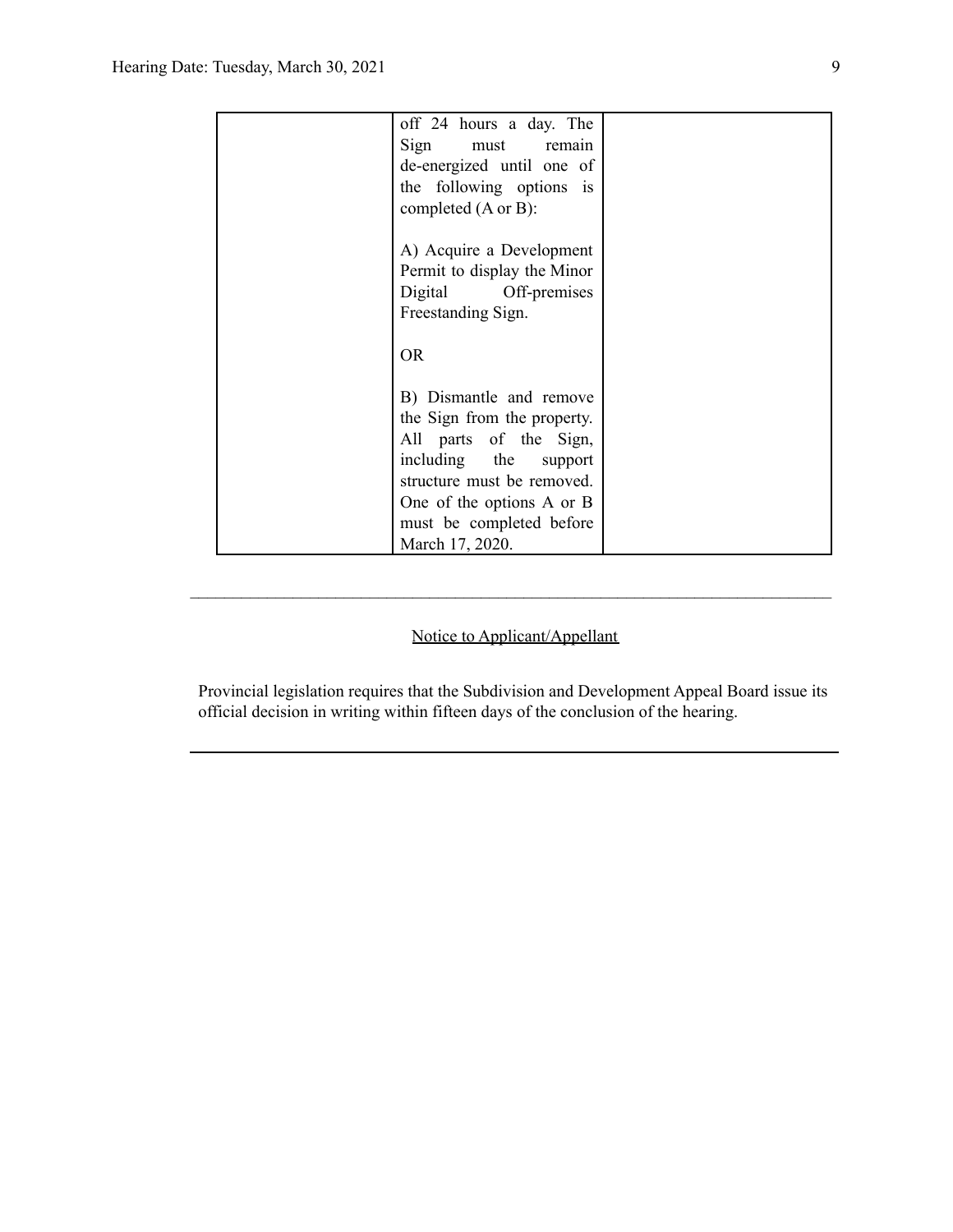| | | |
|---|---|---|
| | off 24 hours a day. The Sign must remain de-energized until one of the following options is completed (A or B):<br><br>A) Acquire a Development Permit to display the Minor Digital Off-premises Freestanding Sign.<br><br>OR<br><br>B) Dismantle and remove the Sign from the property. All parts of the Sign, including the support structure must be removed. One of the options A or B must be completed before March 17, 2020. | |

---

Notice to Applicant/Appellant

Provincial legislation requires that the Subdivision and Development Appeal Board issue its official decision in writing within fifteen days of the conclusion of the hearing.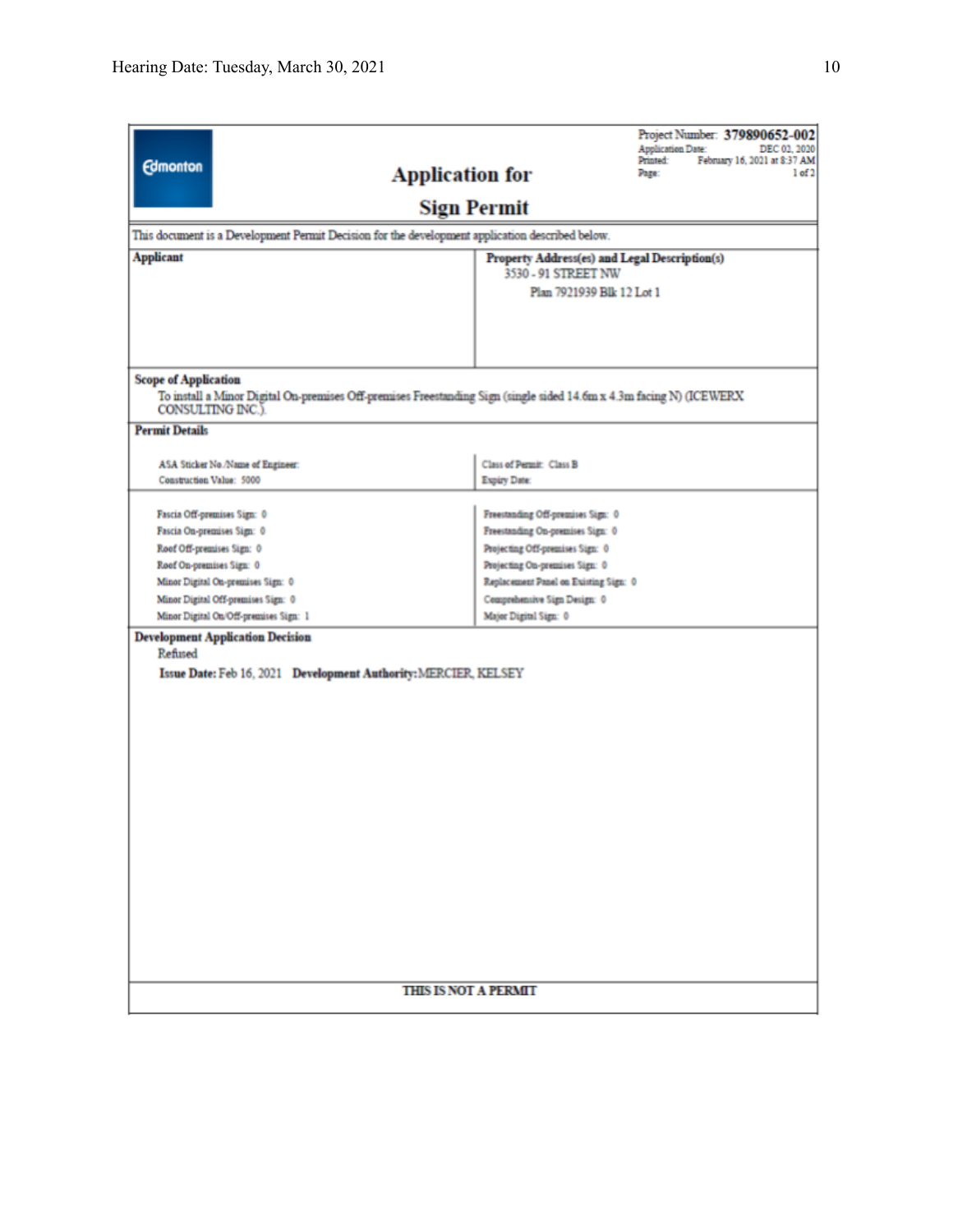Project Number: **379890652-002**
Application Date: DEC 02, 2020
Printed: February 16, 2021 at 8:37 AM
Page: 1 of 2

Edmonton

# Application for Sign Permit

This document is a Development Permit Decision for the development application described below.

| **Applicant** | **Property Address(es) and Legal Description(s)** |
| --- | --- |
| | 3530 - 91 STREET NW<br>Plan 7921939 Blk 12 Lot 1 |

**Scope of Application**

To install a Minor Digital On-premises Off-premises Freestanding Sign (single sided 14.6m x 4.3m facing N) (ICEWERX CONSULTING INC.).

**Permit Details**

| | |
| --- | --- |
| ASA Sticker No./Name of Engineer: | Class of Permit: Class B |
| Construction Value: 5000 | Expiry Date: |

| | |
| --- | --- |
| Fascia Off-premises Sign: 0 | Freestanding Off-premises Sign: 0 |
| Fascia On-premises Sign: 0 | Freestanding On-premises Sign: 0 |
| Roof Off-premises Sign: 0 | Projecting Off-premises Sign: 0 |
| Roof On-premises Sign: 0 | Projecting On-premises Sign: 0 |
| Minor Digital On-premises Sign: 0 | Replacement Panel on Existing Sign: 0 |
| Minor Digital Off-premises Sign: 0 | Comprehensive Sign Design: 0 |
| Minor Digital On/Off-premises Sign: 1 | Major Digital Sign: 0 |

**Development Application Decision**

Refused

**Issue Date:** Feb 16, 2021 **Development Authority:** MERCIER, KELSEY

THIS IS NOT A PERMIT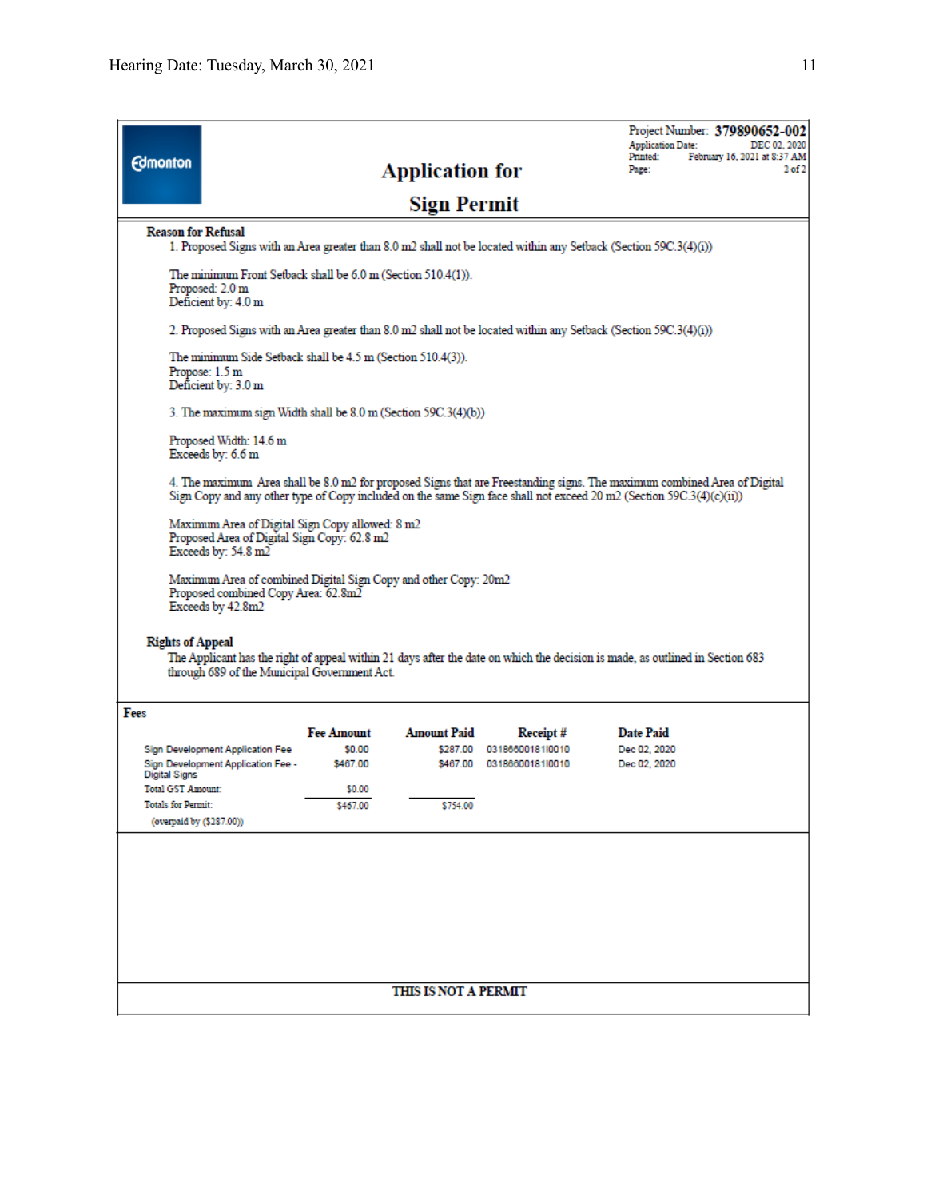Project Number: **379890652-002**
Application Date: DEC 02, 2020
Printed: February 16, 2021 at 8:37 AM
Page: 2 of 2

# Application for Sign Permit

**Reason for Refusal**

1. Proposed Signs with an Area greater than 8.0 m2 shall not be located within any Setback (Section 59C.3(4)(i))

The minimum Front Setback shall be 6.0 m (Section 510.4(1)).
Proposed: 2.0 m
Deficient by: 4.0 m

2. Proposed Signs with an Area greater than 8.0 m2 shall not be located within any Setback (Section 59C.3(4)(i))

The minimum Side Setback shall be 4.5 m (Section 510.4(3)).
Propose: 1.5 m
Deficient by: 3.0 m

3. The maximum sign Width shall be 8.0 m (Section 59C.3(4)(b))

Proposed Width: 14.6 m
Exceeds by: 6.6 m

4. The maximum Area shall be 8.0 m2 for proposed Signs that are Freestanding signs. The maximum combined Area of Digital Sign Copy and any other type of Copy included on the same Sign face shall not exceed 20 m2 (Section 59C.3(4)(c)(ii))

Maximum Area of Digital Sign Copy allowed: 8 m2
Proposed Area of Digital Sign Copy: 62.8 m2
Exceeds by: 54.8 m2

Maximum Area of combined Digital Sign Copy and other Copy: 20m2
Proposed combined Copy Area: 62.8m2
Exceeds by 42.8m2

**Rights of Appeal**

The Applicant has the right of appeal within 21 days after the date on which the decision is made, as outlined in Section 683 through 689 of the Municipal Government Act.

**Fees**

| | Fee Amount | Amount Paid | Receipt # | Date Paid |
|---|---|---|---|---|
| Sign Development Application Fee | $0.00 | $287.00 | 03186600181I0010 | Dec 02, 2020 |
| Sign Development Application Fee - Digital Signs | $467.00 | $467.00 | 03186600181I0010 | Dec 02, 2020 |
| Total GST Amount: | $0.00 | | | |
| Totals for Permit: | $467.00 | $754.00 | | |
| (overpaid by ($287.00)) | | | | |

**THIS IS NOT A PERMIT**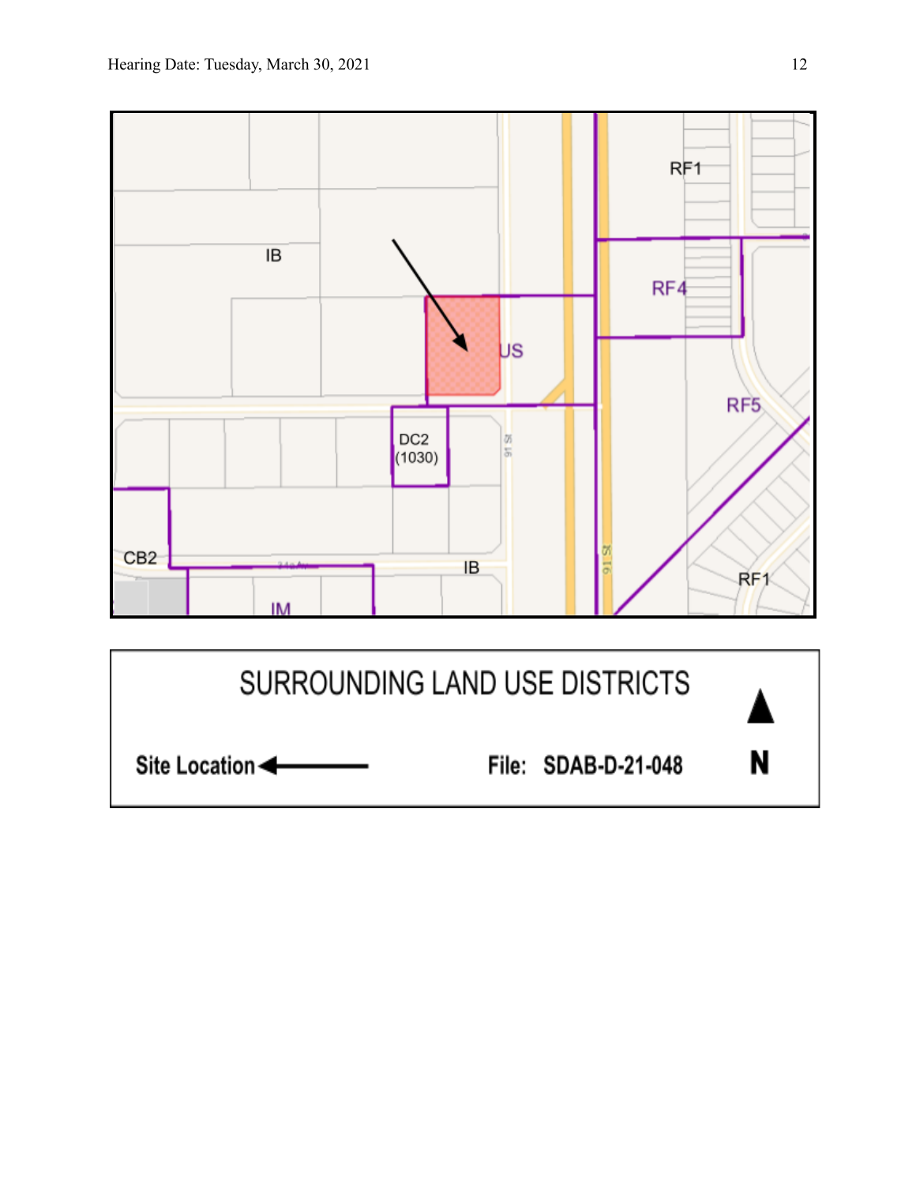IB

US

DC2
(1030)

RF1

RF4

RF5

CB2

IB

IM

RF1

91 St

91 St

SURROUNDING LAND USE DISTRICTS

Site Location ←

File: SDAB-D-21-048

N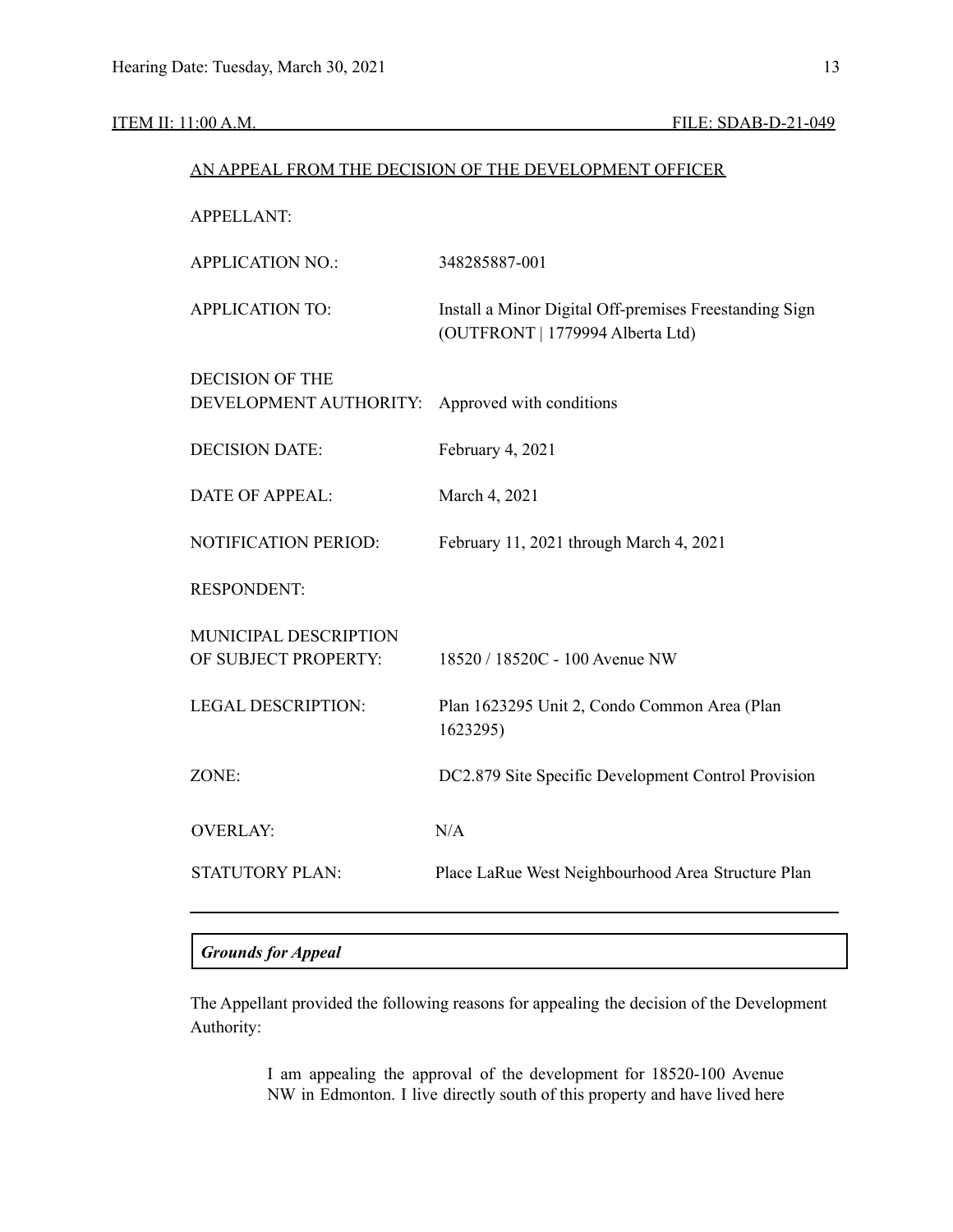ITEM II: 11:00 A.M. FILE: SDAB-D-21-049

AN APPEAL FROM THE DECISION OF THE DEVELOPMENT OFFICER

| | |
|---|---|
| APPELLANT: | |
| APPLICATION NO.: | 348285887-001 |
| APPLICATION TO: | Install a Minor Digital Off-premises Freestanding Sign (OUTFRONT \| 1779994 Alberta Ltd) |
| DECISION OF THE DEVELOPMENT AUTHORITY: | Approved with conditions |
| DECISION DATE: | February 4, 2021 |
| DATE OF APPEAL: | March 4, 2021 |
| NOTIFICATION PERIOD: | February 11, 2021 through March 4, 2021 |
| RESPONDENT: | |
| MUNICIPAL DESCRIPTION OF SUBJECT PROPERTY: | 18520 / 18520C - 100 Avenue NW |
| LEGAL DESCRIPTION: | Plan 1623295 Unit 2, Condo Common Area (Plan 1623295) |
| ZONE: | DC2.879 Site Specific Development Control Provision |
| OVERLAY: | N/A |
| STATUTORY PLAN: | Place LaRue West Neighbourhood Area Structure Plan |

***Grounds for Appeal***

The Appellant provided the following reasons for appealing the decision of the Development Authority:

> I am appealing the approval of the development for 18520-100 Avenue NW in Edmonton. I live directly south of this property and have lived here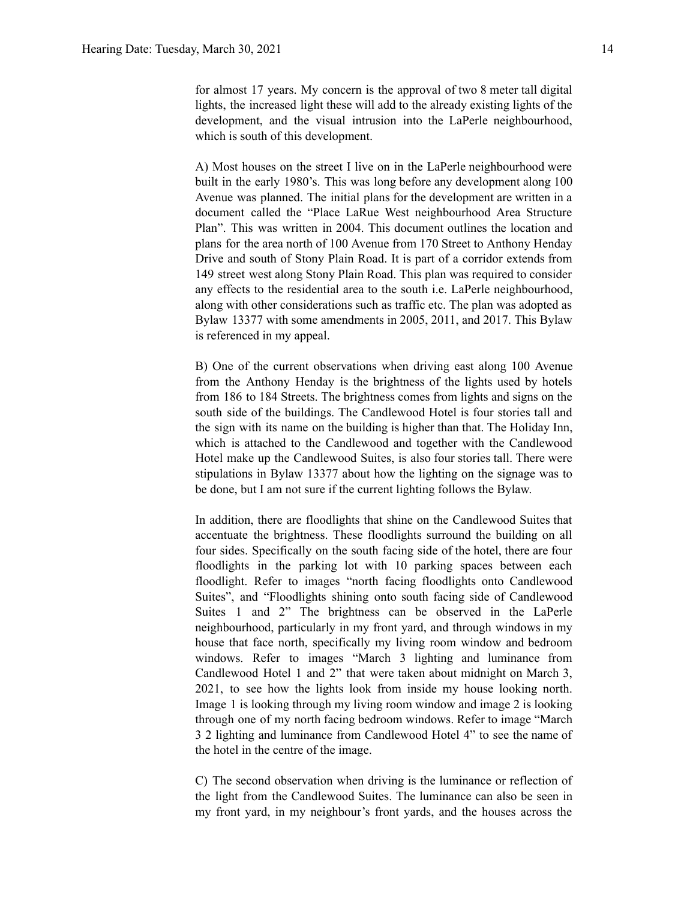for almost 17 years. My concern is the approval of two 8 meter tall digital lights, the increased light these will add to the already existing lights of the development, and the visual intrusion into the LaPerle neighbourhood, which is south of this development.

A) Most houses on the street I live on in the LaPerle neighbourhood were built in the early 1980's. This was long before any development along 100 Avenue was planned. The initial plans for the development are written in a document called the "Place LaRue West neighbourhood Area Structure Plan". This was written in 2004. This document outlines the location and plans for the area north of 100 Avenue from 170 Street to Anthony Henday Drive and south of Stony Plain Road. It is part of a corridor extends from 149 street west along Stony Plain Road. This plan was required to consider any effects to the residential area to the south i.e. LaPerle neighbourhood, along with other considerations such as traffic etc. The plan was adopted as Bylaw 13377 with some amendments in 2005, 2011, and 2017. This Bylaw is referenced in my appeal.

B) One of the current observations when driving east along 100 Avenue from the Anthony Henday is the brightness of the lights used by hotels from 186 to 184 Streets. The brightness comes from lights and signs on the south side of the buildings. The Candlewood Hotel is four stories tall and the sign with its name on the building is higher than that. The Holiday Inn, which is attached to the Candlewood and together with the Candlewood Hotel make up the Candlewood Suites, is also four stories tall. There were stipulations in Bylaw 13377 about how the lighting on the signage was to be done, but I am not sure if the current lighting follows the Bylaw.

In addition, there are floodlights that shine on the Candlewood Suites that accentuate the brightness. These floodlights surround the building on all four sides. Specifically on the south facing side of the hotel, there are four floodlights in the parking lot with 10 parking spaces between each floodlight. Refer to images "north facing floodlights onto Candlewood Suites", and "Floodlights shining onto south facing side of Candlewood Suites 1 and 2" The brightness can be observed in the LaPerle neighbourhood, particularly in my front yard, and through windows in my house that face north, specifically my living room window and bedroom windows. Refer to images "March 3 lighting and luminance from Candlewood Hotel 1 and 2" that were taken about midnight on March 3, 2021, to see how the lights look from inside my house looking north. Image 1 is looking through my living room window and image 2 is looking through one of my north facing bedroom windows. Refer to image "March 3 2 lighting and luminance from Candlewood Hotel 4" to see the name of the hotel in the centre of the image.

C) The second observation when driving is the luminance or reflection of the light from the Candlewood Suites. The luminance can also be seen in my front yard, in my neighbour's front yards, and the houses across the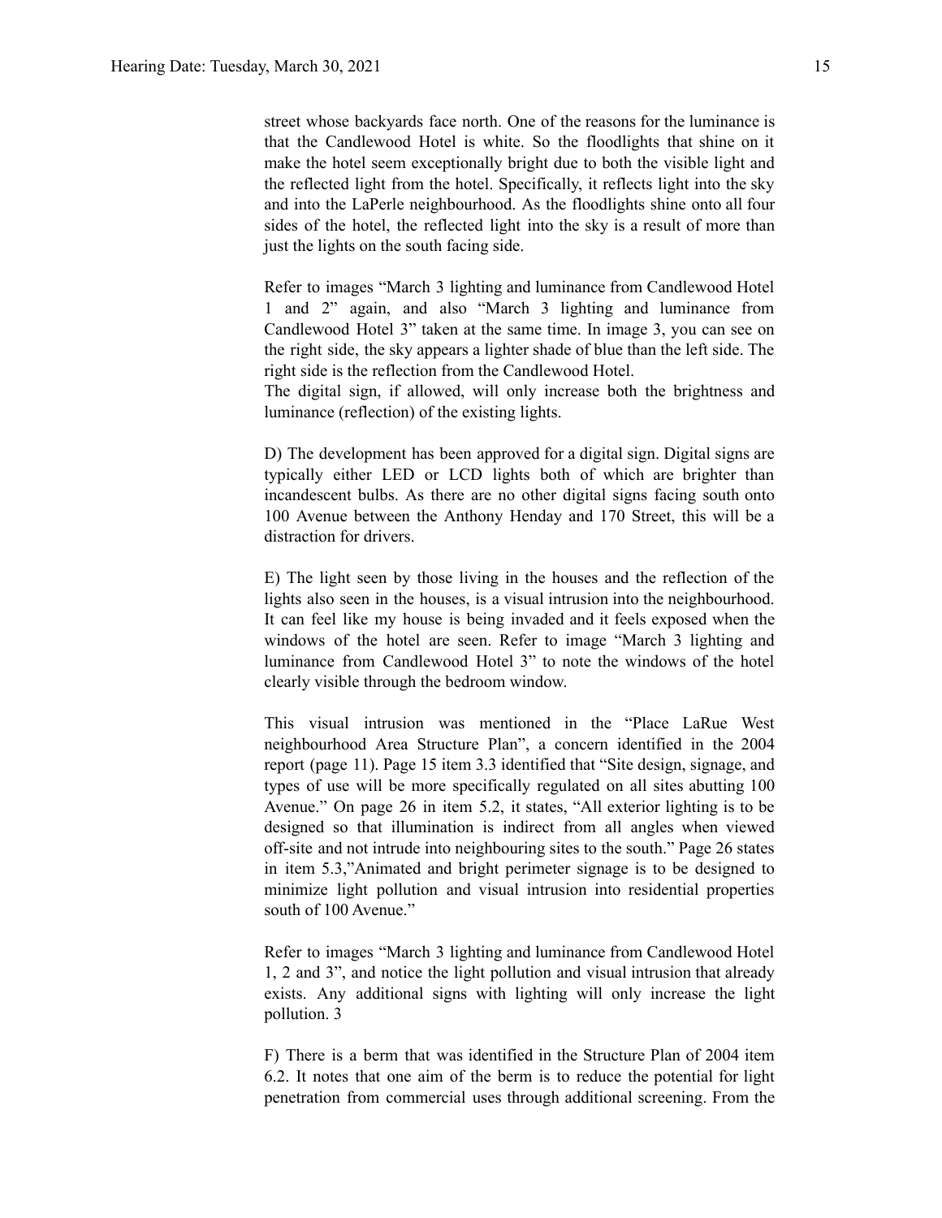street whose backyards face north. One of the reasons for the luminance is that the Candlewood Hotel is white. So the floodlights that shine on it make the hotel seem exceptionally bright due to both the visible light and the reflected light from the hotel. Specifically, it reflects light into the sky and into the LaPerle neighbourhood. As the floodlights shine onto all four sides of the hotel, the reflected light into the sky is a result of more than just the lights on the south facing side.

Refer to images "March 3 lighting and luminance from Candlewood Hotel 1 and 2" again, and also "March 3 lighting and luminance from Candlewood Hotel 3" taken at the same time. In image 3, you can see on the right side, the sky appears a lighter shade of blue than the left side. The right side is the reflection from the Candlewood Hotel.
The digital sign, if allowed, will only increase both the brightness and luminance (reflection) of the existing lights.

D) The development has been approved for a digital sign. Digital signs are typically either LED or LCD lights both of which are brighter than incandescent bulbs. As there are no other digital signs facing south onto 100 Avenue between the Anthony Henday and 170 Street, this will be a distraction for drivers.

E) The light seen by those living in the houses and the reflection of the lights also seen in the houses, is a visual intrusion into the neighbourhood. It can feel like my house is being invaded and it feels exposed when the windows of the hotel are seen. Refer to image "March 3 lighting and luminance from Candlewood Hotel 3" to note the windows of the hotel clearly visible through the bedroom window.

This visual intrusion was mentioned in the "Place LaRue West neighbourhood Area Structure Plan", a concern identified in the 2004 report (page 11). Page 15 item 3.3 identified that "Site design, signage, and types of use will be more specifically regulated on all sites abutting 100 Avenue." On page 26 in item 5.2, it states, "All exterior lighting is to be designed so that illumination is indirect from all angles when viewed off-site and not intrude into neighbouring sites to the south." Page 26 states in item 5.3,"Animated and bright perimeter signage is to be designed to minimize light pollution and visual intrusion into residential properties south of 100 Avenue."

Refer to images "March 3 lighting and luminance from Candlewood Hotel 1, 2 and 3", and notice the light pollution and visual intrusion that already exists. Any additional signs with lighting will only increase the light pollution. 3

F) There is a berm that was identified in the Structure Plan of 2004 item 6.2. It notes that one aim of the berm is to reduce the potential for light penetration from commercial uses through additional screening. From the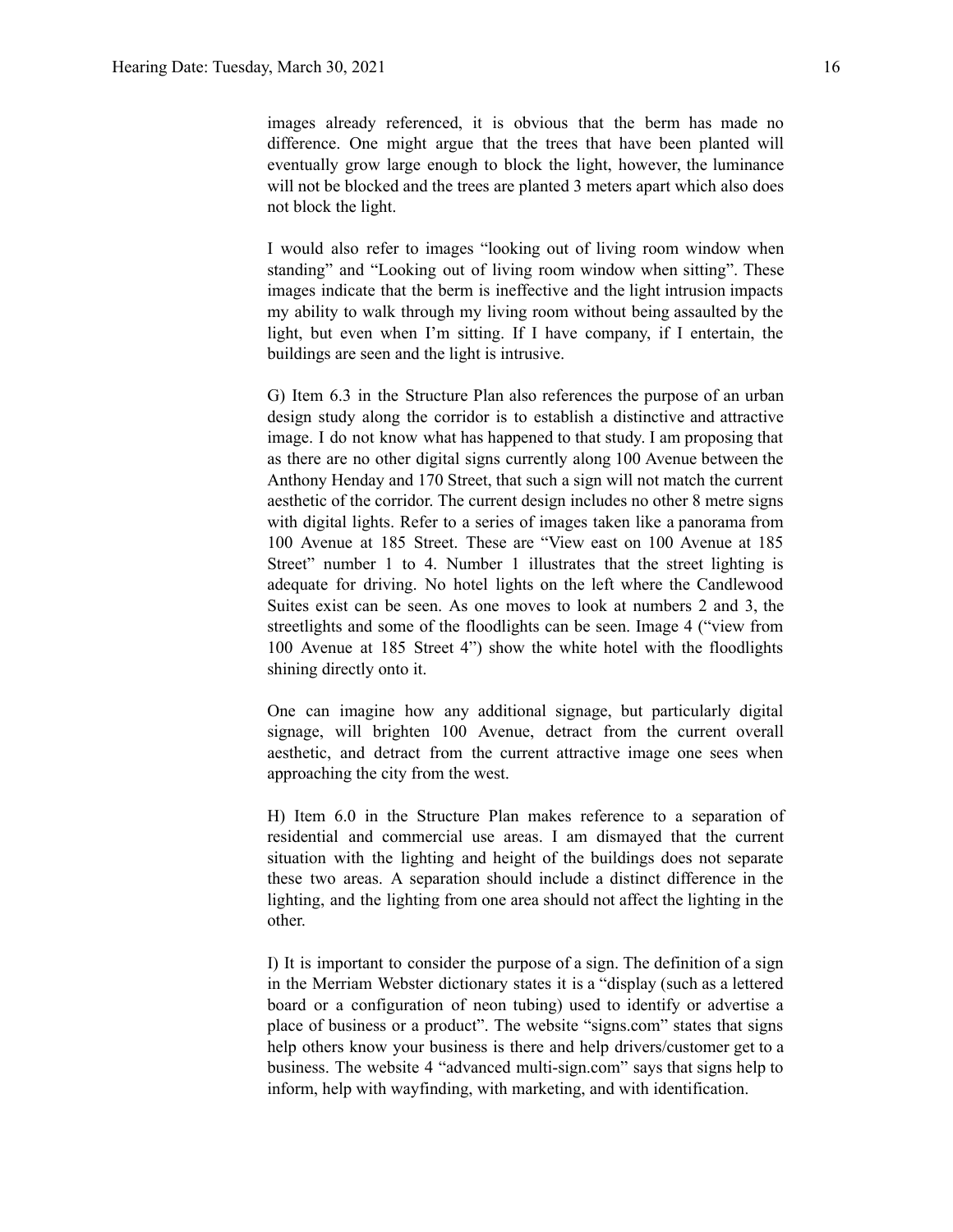images already referenced, it is obvious that the berm has made no difference. One might argue that the trees that have been planted will eventually grow large enough to block the light, however, the luminance will not be blocked and the trees are planted 3 meters apart which also does not block the light.

I would also refer to images "looking out of living room window when standing" and "Looking out of living room window when sitting". These images indicate that the berm is ineffective and the light intrusion impacts my ability to walk through my living room without being assaulted by the light, but even when I'm sitting. If I have company, if I entertain, the buildings are seen and the light is intrusive.

G) Item 6.3 in the Structure Plan also references the purpose of an urban design study along the corridor is to establish a distinctive and attractive image. I do not know what has happened to that study. I am proposing that as there are no other digital signs currently along 100 Avenue between the Anthony Henday and 170 Street, that such a sign will not match the current aesthetic of the corridor. The current design includes no other 8 metre signs with digital lights. Refer to a series of images taken like a panorama from 100 Avenue at 185 Street. These are "View east on 100 Avenue at 185 Street" number 1 to 4. Number 1 illustrates that the street lighting is adequate for driving. No hotel lights on the left where the Candlewood Suites exist can be seen. As one moves to look at numbers 2 and 3, the streetlights and some of the floodlights can be seen. Image 4 ("view from 100 Avenue at 185 Street 4") show the white hotel with the floodlights shining directly onto it.

One can imagine how any additional signage, but particularly digital signage, will brighten 100 Avenue, detract from the current overall aesthetic, and detract from the current attractive image one sees when approaching the city from the west.

H) Item 6.0 in the Structure Plan makes reference to a separation of residential and commercial use areas. I am dismayed that the current situation with the lighting and height of the buildings does not separate these two areas. A separation should include a distinct difference in the lighting, and the lighting from one area should not affect the lighting in the other.

I) It is important to consider the purpose of a sign. The definition of a sign in the Merriam Webster dictionary states it is a "display (such as a lettered board or a configuration of neon tubing) used to identify or advertise a place of business or a product". The website "signs.com" states that signs help others know your business is there and help drivers/customer get to a business. The website 4 "advanced multi-sign.com" says that signs help to inform, help with wayfinding, with marketing, and with identification.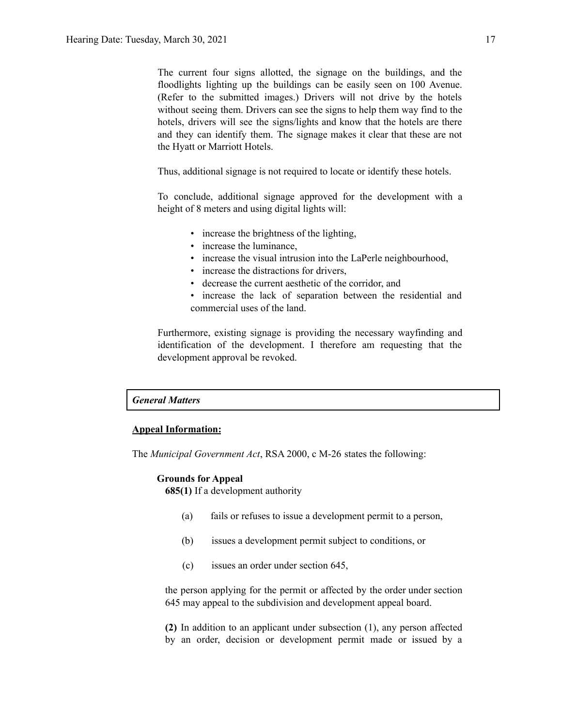The current four signs allotted, the signage on the buildings, and the floodlights lighting up the buildings can be easily seen on 100 Avenue. (Refer to the submitted images.) Drivers will not drive by the hotels without seeing them. Drivers can see the signs to help them way find to the hotels, drivers will see the signs/lights and know that the hotels are there and they can identify them. The signage makes it clear that these are not the Hyatt or Marriott Hotels.

Thus, additional signage is not required to locate or identify these hotels.

To conclude, additional signage approved for the development with a height of 8 meters and using digital lights will:

- increase the brightness of the lighting,
- increase the luminance,
- increase the visual intrusion into the LaPerle neighbourhood,
- increase the distractions for drivers,
- decrease the current aesthetic of the corridor, and
- increase the lack of separation between the residential and commercial uses of the land.

Furthermore, existing signage is providing the necessary wayfinding and identification of the development. I therefore am requesting that the development approval be revoked.

***General Matters***

**Appeal Information:**

The *Municipal Government Act*, RSA 2000, c M-26 states the following:

**Grounds for Appeal**

**685(1)** If a development authority

(a) fails or refuses to issue a development permit to a person,

(b) issues a development permit subject to conditions, or

(c) issues an order under section 645,

the person applying for the permit or affected by the order under section 645 may appeal to the subdivision and development appeal board.

**(2)** In addition to an applicant under subsection (1), any person affected by an order, decision or development permit made or issued by a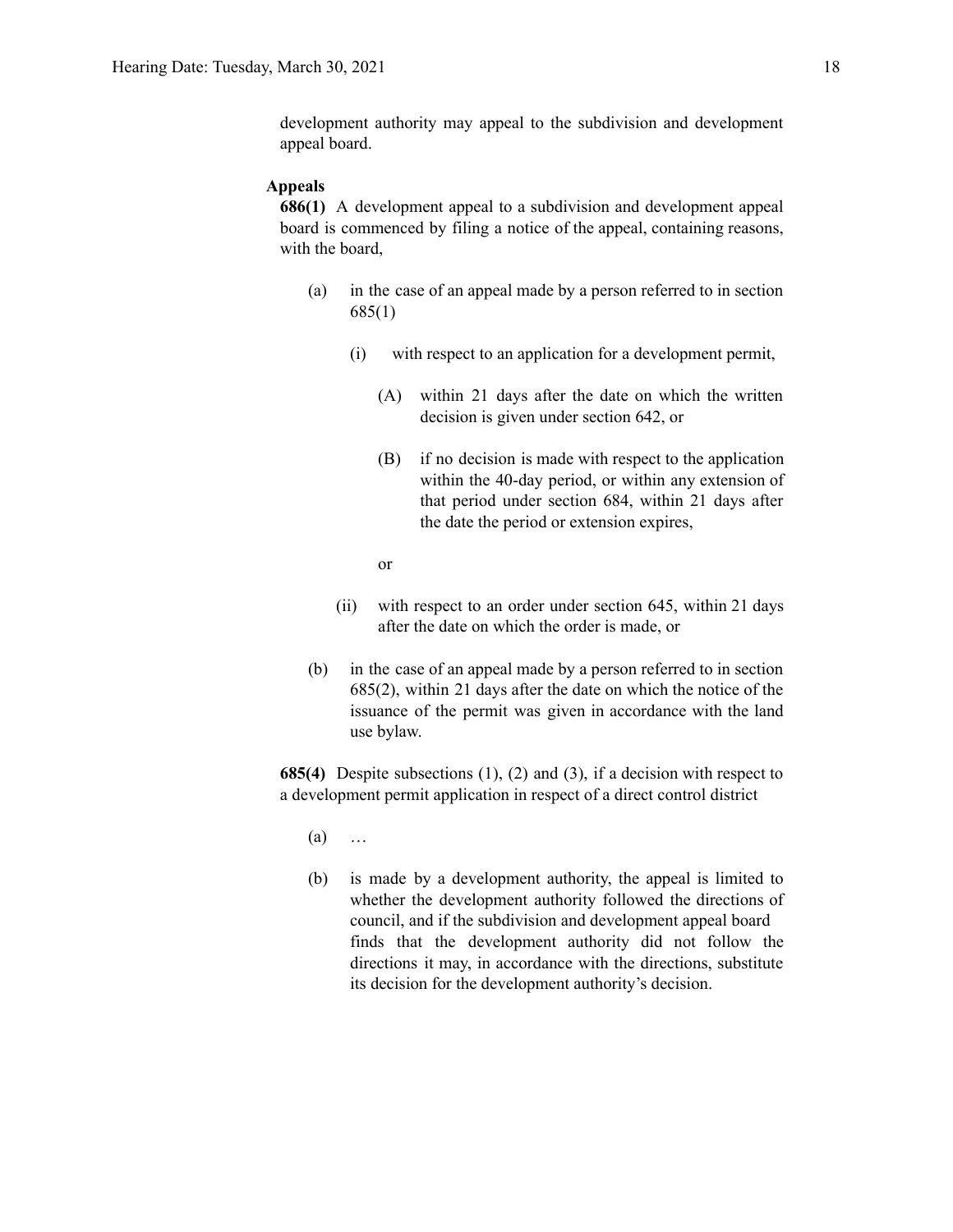development authority may appeal to the subdivision and development appeal board.

**Appeals**

**686(1)** A development appeal to a subdivision and development appeal board is commenced by filing a notice of the appeal, containing reasons, with the board,

(a) in the case of an appeal made by a person referred to in section 685(1)

(i) with respect to an application for a development permit,

(A) within 21 days after the date on which the written decision is given under section 642, or

(B) if no decision is made with respect to the application within the 40-day period, or within any extension of that period under section 684, within 21 days after the date the period or extension expires,

or

(ii) with respect to an order under section 645, within 21 days after the date on which the order is made, or

(b) in the case of an appeal made by a person referred to in section 685(2), within 21 days after the date on which the notice of the issuance of the permit was given in accordance with the land use bylaw.

**685(4)** Despite subsections (1), (2) and (3), if a decision with respect to a development permit application in respect of a direct control district

(a) …

(b) is made by a development authority, the appeal is limited to whether the development authority followed the directions of council, and if the subdivision and development appeal board finds that the development authority did not follow the directions it may, in accordance with the directions, substitute its decision for the development authority's decision.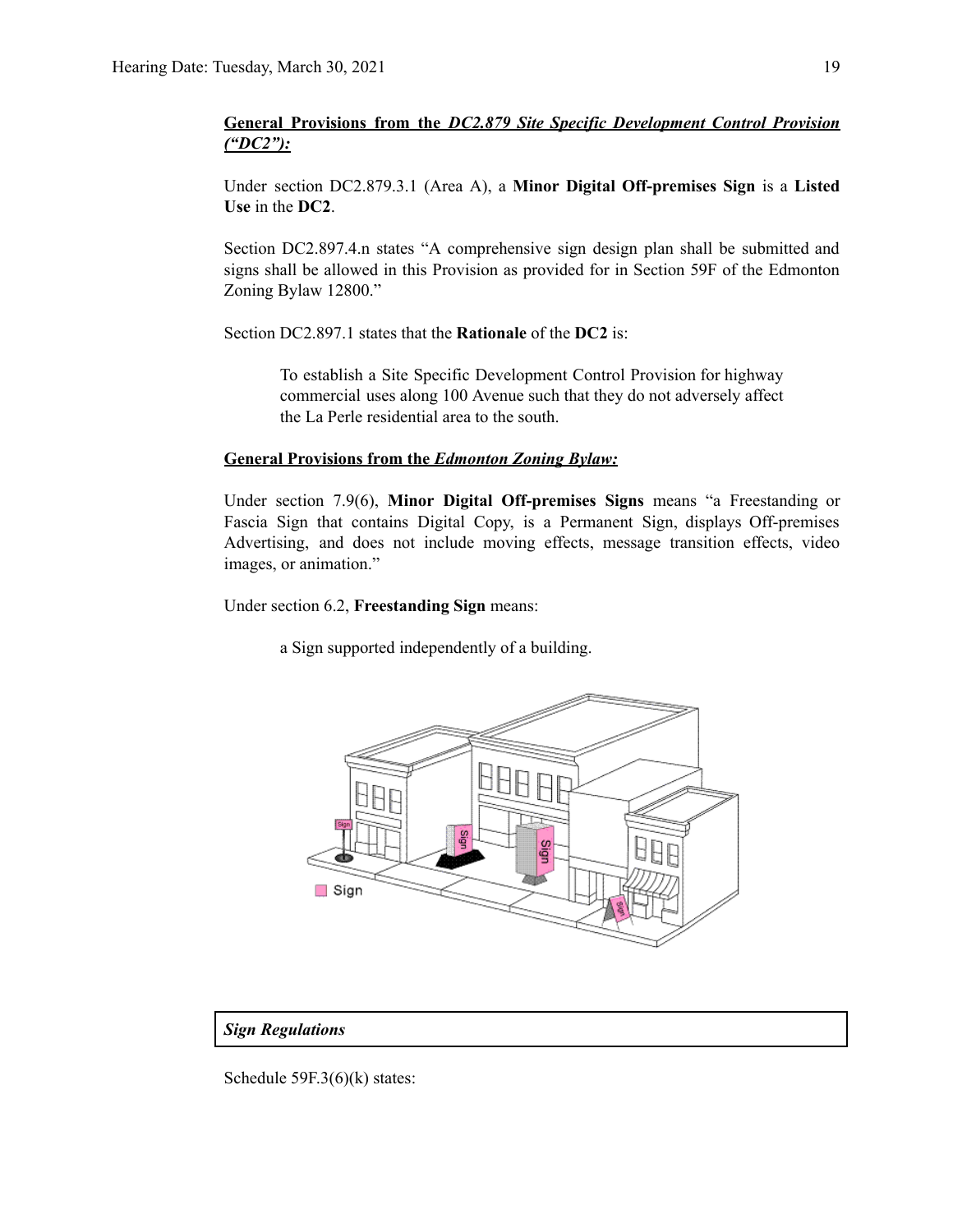**General Provisions from the *DC2.879 Site Specific Development Control Provision ("DC2"):***

Under section DC2.879.3.1 (Area A), a **Minor Digital Off-premises Sign** is a **Listed Use** in the **DC2**.

Section DC2.897.4.n states "A comprehensive sign design plan shall be submitted and signs shall be allowed in this Provision as provided for in Section 59F of the Edmonton Zoning Bylaw 12800."

Section DC2.897.1 states that the **Rationale** of the **DC2** is:

> To establish a Site Specific Development Control Provision for highway commercial uses along 100 Avenue such that they do not adversely affect the La Perle residential area to the south.

**General Provisions from the *Edmonton Zoning Bylaw:***

Under section 7.9(6), **Minor Digital Off-premises Signs** means "a Freestanding or Fascia Sign that contains Digital Copy, is a Permanent Sign, displays Off-premises Advertising, and does not include moving effects, message transition effects, video images, or animation."

Under section 6.2, **Freestanding Sign** means:

> a Sign supported independently of a building.

***Sign Regulations***

Schedule 59F.3(6)(k) states: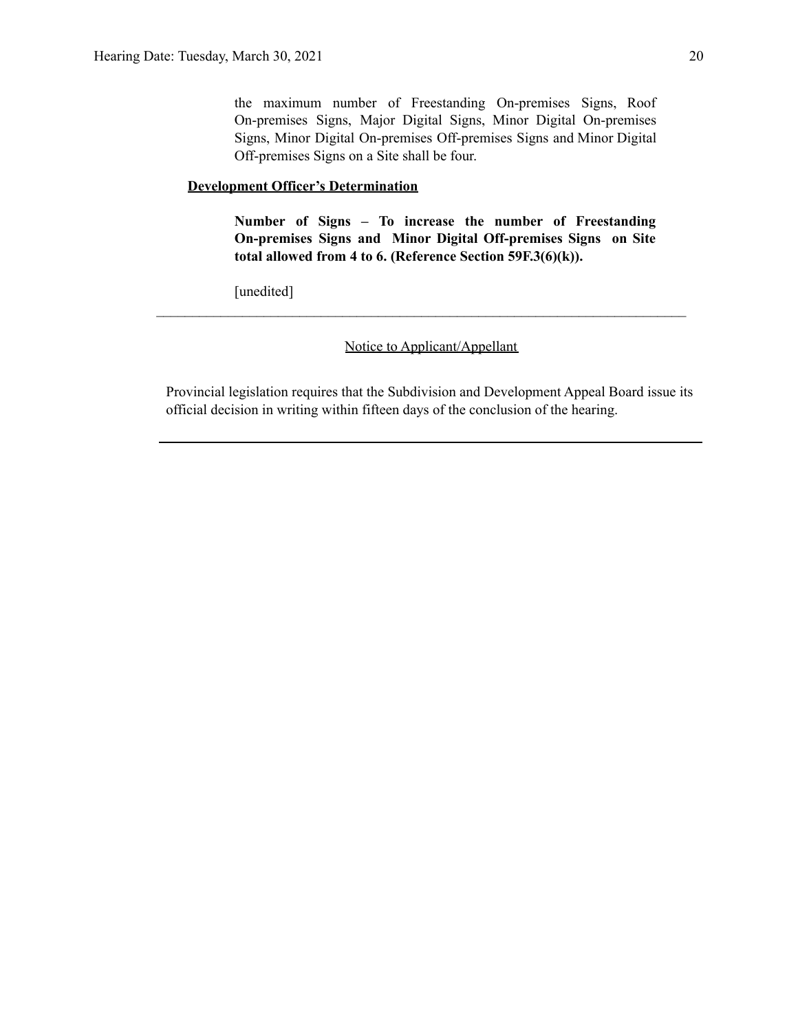the maximum number of Freestanding On-premises Signs, Roof On-premises Signs, Major Digital Signs, Minor Digital On-premises Signs, Minor Digital On-premises Off-premises Signs and Minor Digital Off-premises Signs on a Site shall be four.

**Development Officer's Determination**

**Number of Signs – To increase the number of Freestanding On-premises Signs and Minor Digital Off-premises Signs on Site total allowed from 4 to 6. (Reference Section 59F.3(6)(k)).**

[unedited]

---

Notice to Applicant/Appellant

Provincial legislation requires that the Subdivision and Development Appeal Board issue its official decision in writing within fifteen days of the conclusion of the hearing.

---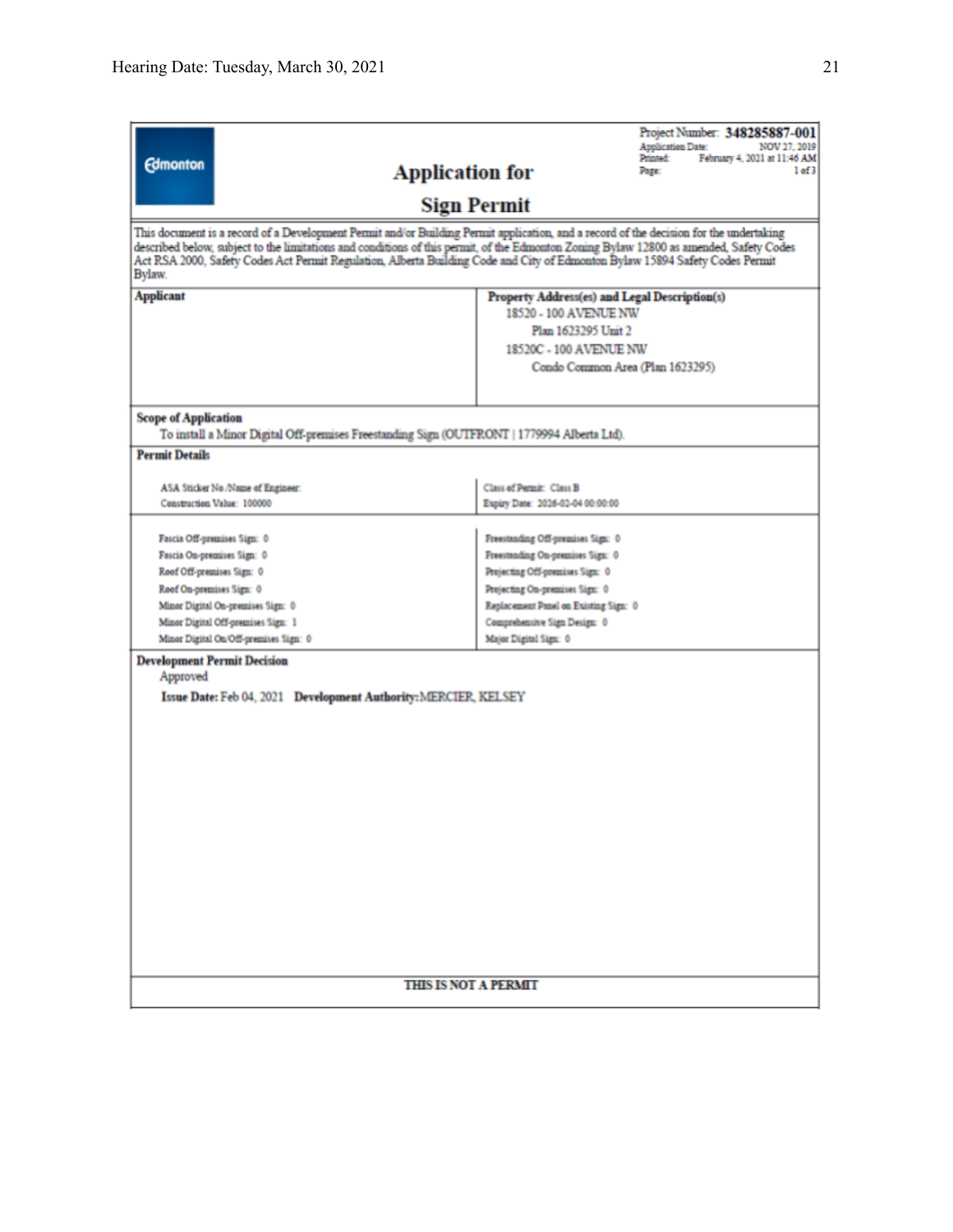Edmonton

# Application for

# Sign Permit

Project Number: **348285887-001**
Application Date: NOV 27, 2019
Printed: February 4, 2021 at 11:46 AM
Page: 1 of 3

This document is a record of a Development Permit and/or Building Permit application, and a record of the decision for the undertaking described below, subject to the limitations and conditions of this permit, of the Edmonton Zoning Bylaw 12800 as amended, Safety Codes Act RSA 2000, Safety Codes Act Permit Regulation, Alberta Building Code and City of Edmonton Bylaw 15894 Safety Codes Permit Bylaw.

| **Applicant** | **Property Address(es) and Legal Description(s)** |
|---|---|
| | 18520 - 100 AVENUE NW<br>Plan 1623295 Unit 2<br>18520C - 100 AVENUE NW<br>Condo Common Area (Plan 1623295) |

**Scope of Application**

To install a Minor Digital Off-premises Freestanding Sign (OUTFRONT | 1779994 Alberta Ltd).

**Permit Details**

| | |
|---|---|
| ASA Sticker No./Name of Engineer: | Class of Permit: Class B |
| Construction Value: 100000 | Expiry Date: 2026-02-04 00:00:00 |

| | |
|---|---|
| Fascia Off-premises Sign: 0 | Freestanding Off-premises Sign: 0 |
| Fascia On-premises Sign: 0 | Freestanding On-premises Sign: 0 |
| Roof Off-premises Sign: 0 | Projecting Off-premises Sign: 0 |
| Roof On-premises Sign: 0 | Projecting On-premises Sign: 0 |
| Minor Digital On-premises Sign: 0 | Replacement Panel on Existing Sign: 0 |
| Minor Digital Off-premises Sign: 1 | Comprehensive Sign Design: 0 |
| Minor Digital On/Off-premises Sign: 0 | Major Digital Sign: 0 |

**Development Permit Decision**

Approved

**Issue Date:** Feb 04, 2021 **Development Authority:** MERCIER, KELSEY

THIS IS NOT A PERMIT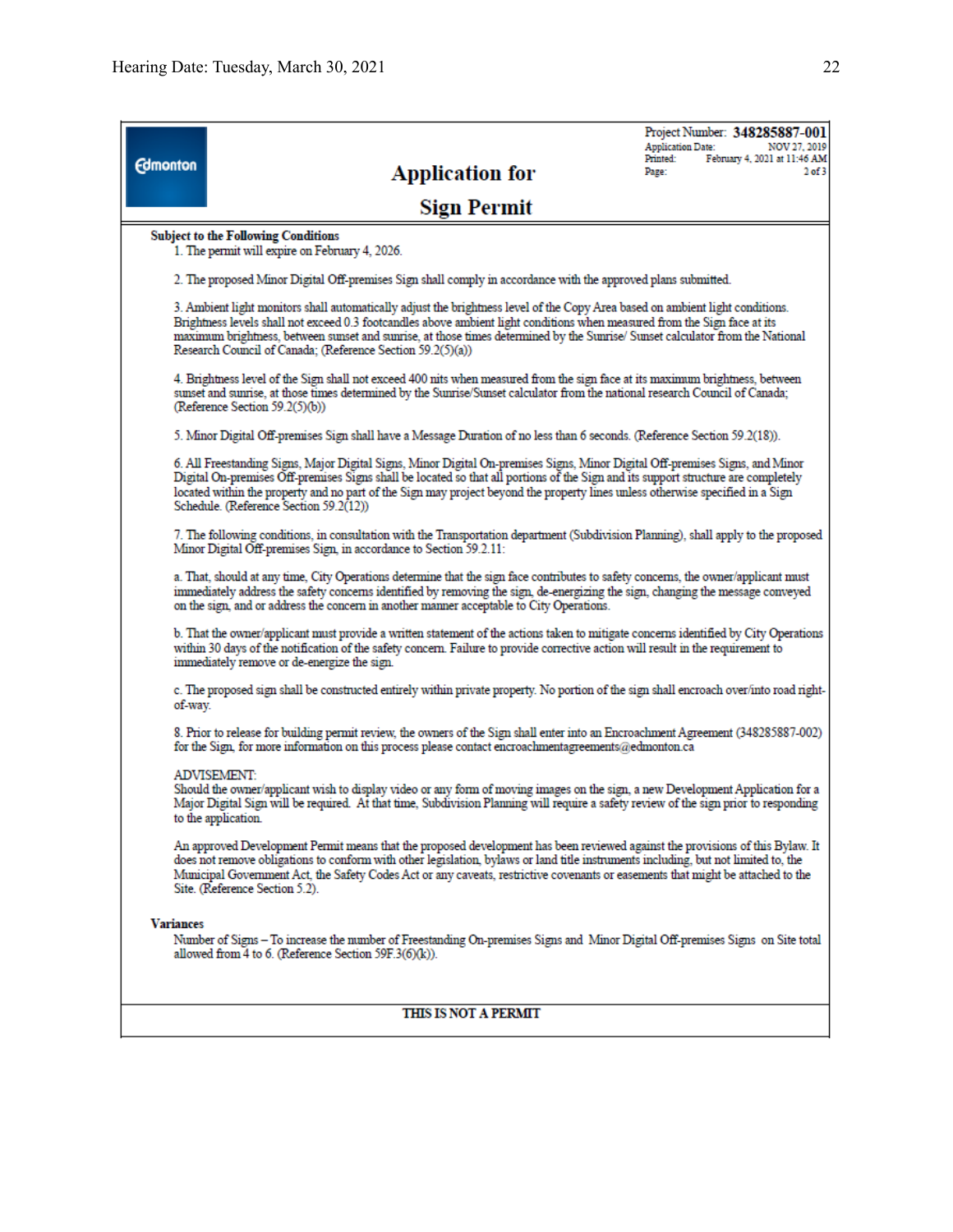Project Number: **348285887-001**
Application Date: NOV 27, 2019
Printed: February 4, 2021 at 11:46 AM
Page: 2 of 3

# Application for Sign Permit

**Subject to the Following Conditions**

1. The permit will expire on February 4, 2026.

2. The proposed Minor Digital Off-premises Sign shall comply in accordance with the approved plans submitted.

3. Ambient light monitors shall automatically adjust the brightness level of the Copy Area based on ambient light conditions. Brightness levels shall not exceed 0.3 footcandles above ambient light conditions when measured from the Sign face at its maximum brightness, between sunset and sunrise, at those times determined by the Sunrise/ Sunset calculator from the National Research Council of Canada; (Reference Section 59.2(5)(a))

4. Brightness level of the Sign shall not exceed 400 nits when measured from the sign face at its maximum brightness, between sunset and sunrise, at those times determined by the Sunrise/Sunset calculator from the national research Council of Canada; (Reference Section 59.2(5)(b))

5. Minor Digital Off-premises Sign shall have a Message Duration of no less than 6 seconds. (Reference Section 59.2(18)).

6. All Freestanding Signs, Major Digital Signs, Minor Digital On-premises Signs, Minor Digital Off-premises Signs, and Minor Digital On-premises Off-premises Signs shall be located so that all portions of the Sign and its support structure are completely located within the property and no part of the Sign may project beyond the property lines unless otherwise specified in a Sign Schedule. (Reference Section 59.2(12))

7. The following conditions, in consultation with the Transportation department (Subdivision Planning), shall apply to the proposed Minor Digital Off-premises Sign, in accordance to Section 59.2.11:

a. That, should at any time, City Operations determine that the sign face contributes to safety concerns, the owner/applicant must immediately address the safety concerns identified by removing the sign, de-energizing the sign, changing the message conveyed on the sign, and or address the concern in another manner acceptable to City Operations.

b. That the owner/applicant must provide a written statement of the actions taken to mitigate concerns identified by City Operations within 30 days of the notification of the safety concern. Failure to provide corrective action will result in the requirement to immediately remove or de-energize the sign.

c. The proposed sign shall be constructed entirely within private property. No portion of the sign shall encroach over/into road right-of-way.

8. Prior to release for building permit review, the owners of the Sign shall enter into an Encroachment Agreement (348285887-002) for the Sign, for more information on this process please contact encroachmentagreements@edmonton.ca

ADVISEMENT:
Should the owner/applicant wish to display video or any form of moving images on the sign, a new Development Application for a Major Digital Sign will be required. At that time, Subdivision Planning will require a safety review of the sign prior to responding to the application.

An approved Development Permit means that the proposed development has been reviewed against the provisions of this Bylaw. It does not remove obligations to conform with other legislation, bylaws or land title instruments including, but not limited to, the Municipal Government Act, the Safety Codes Act or any caveats, restrictive covenants or easements that might be attached to the Site. (Reference Section 5.2).

**Variances**

Number of Signs – To increase the number of Freestanding On-premises Signs and Minor Digital Off-premises Signs on Site total allowed from 4 to 6. (Reference Section 59F.3(6)(k)).

**THIS IS NOT A PERMIT**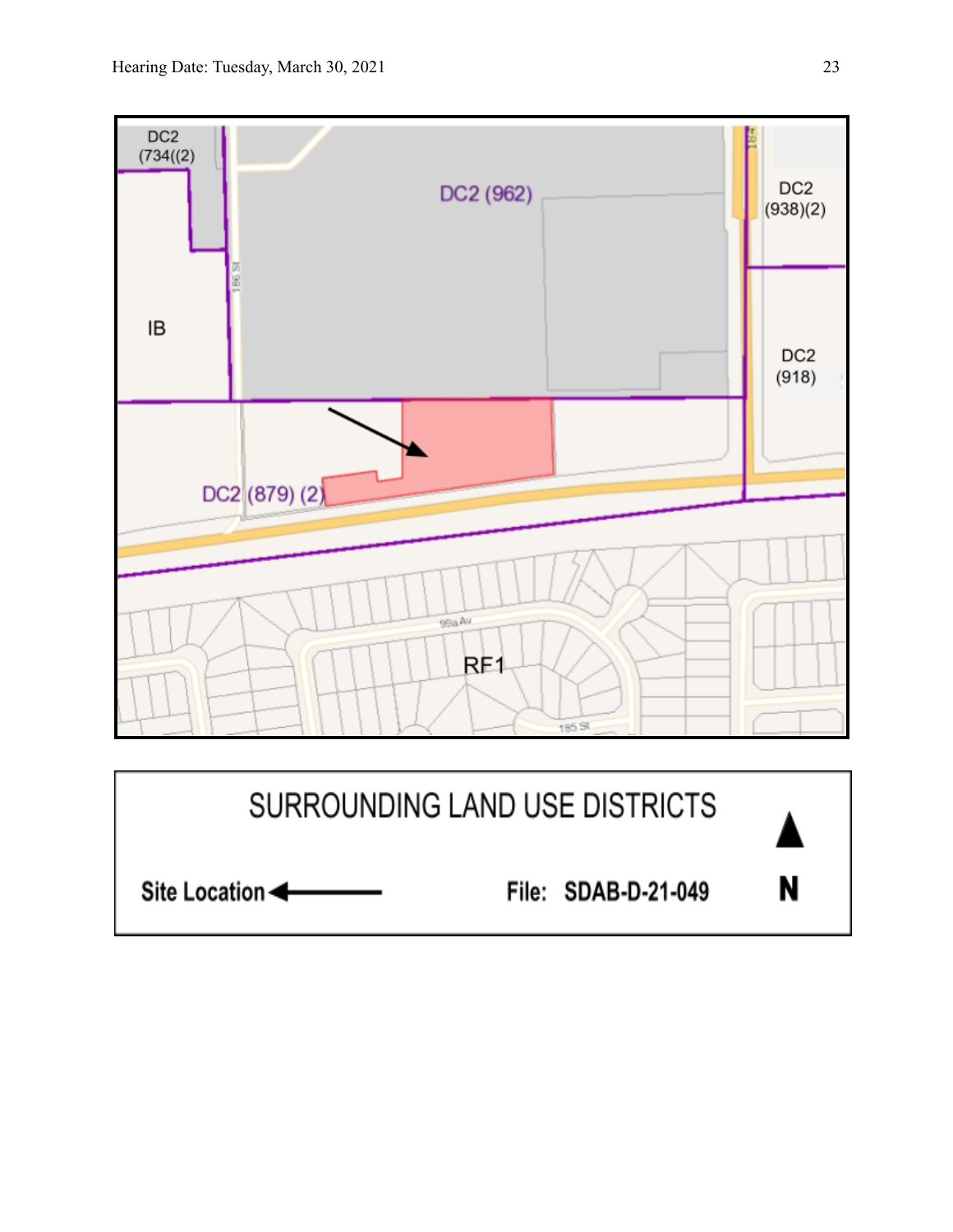DC2
(734((2)

DC2 (962)

DC2
(938)(2)

IB

186 St

184

DC2
(918)

DC2 (879) (2)

99a Av

RF1

185 St

SURROUNDING LAND USE DISTRICTS

Site Location

File: SDAB-D-21-049

N